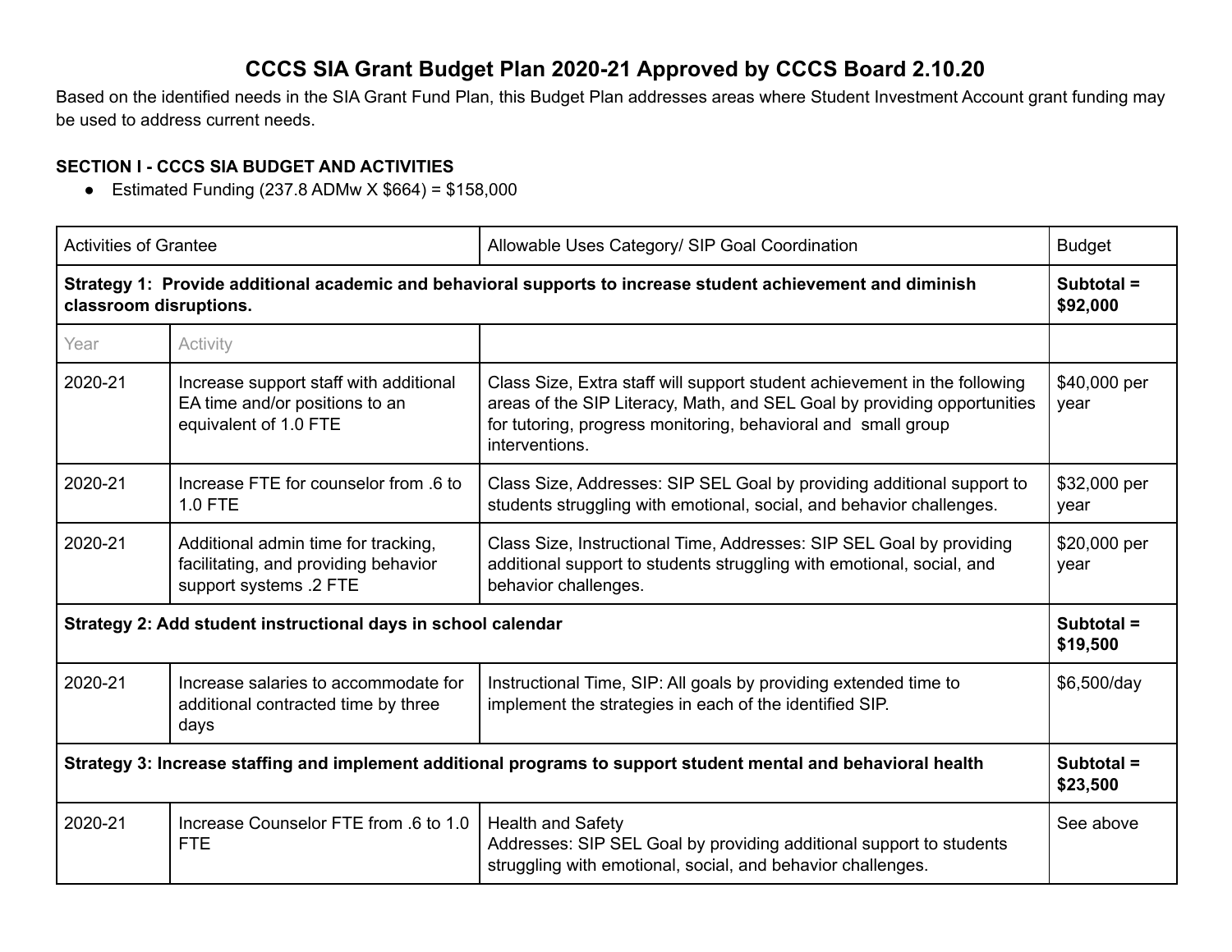# CCCS SIA Grant Budget Plan 2020-21 Approved by CCCS Board 2.10.20

Based on the identified needs in the SIA Grant Fund Plan, this Budget Plan addresses areas where Student Investment Account grant funding may be used to address current needs.

**SECTION I - CCCS SIA BUDGET AND ACTIVITIES**

- Estimated Funding (237.8 ADMw X $664) = $158,000

| Activities of Grantee | | Allowable Uses Category/ SIP Goal Coordination | Budget |
|---|---|---|---|
| **Strategy 1: Provide additional academic and behavioral supports to increase student achievement and diminish classroom disruptions.** | | | **Subtotal = $92,000** |
| Year | Activity | | |
| 2020-21 | Increase support staff with additional EA time and/or positions to an equivalent of 1.0 FTE | Class Size, Extra staff will support student achievement in the following areas of the SIP Literacy, Math, and SEL Goal by providing opportunities for tutoring, progress monitoring, behavioral and small group interventions. | $40,000 per year |
| 2020-21 | Increase FTE for counselor from .6 to 1.0 FTE | Class Size, Addresses: SIP SEL Goal by providing additional support to students struggling with emotional, social, and behavior challenges. | $32,000 per year |
| 2020-21 | Additional admin time for tracking, facilitating, and providing behavior support systems .2 FTE | Class Size, Instructional Time, Addresses: SIP SEL Goal by providing additional support to students struggling with emotional, social, and behavior challenges. | $20,000 per year |
| **Strategy 2: Add student instructional days in school calendar** | | | **Subtotal = $19,500** |
| 2020-21 | Increase salaries to accommodate for additional contracted time by three days | Instructional Time, SIP: All goals by providing extended time to implement the strategies in each of the identified SIP. | $6,500/day |
| **Strategy 3: Increase staffing and implement additional programs to support student mental and behavioral health** | | | **Subtotal = $23,500** |
| 2020-21 | Increase Counselor FTE from .6 to 1.0 FTE | Health and Safety<br>Addresses: SIP SEL Goal by providing additional support to students struggling with emotional, social, and behavior challenges. | See above |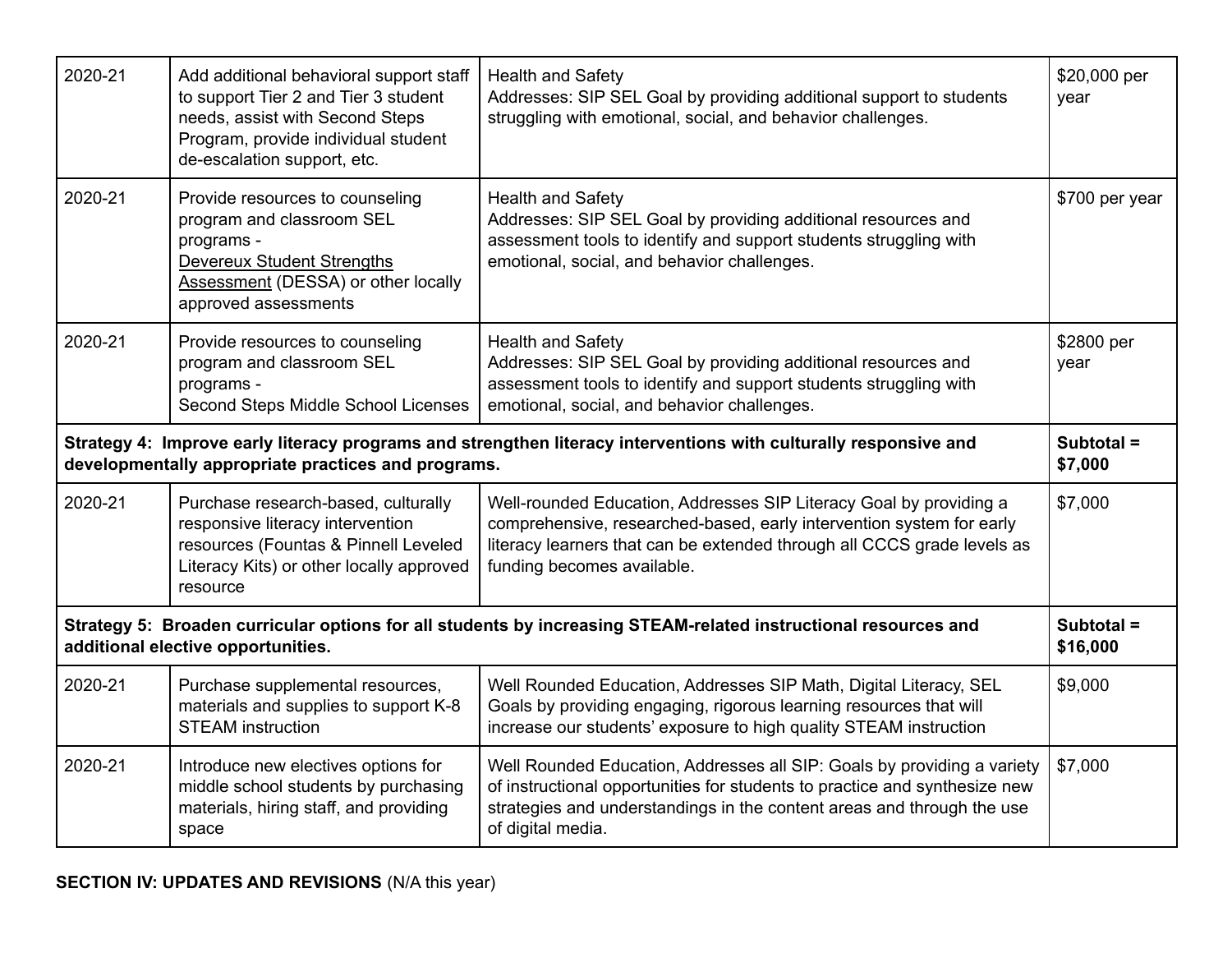| | | | |
|---|---|---|---|
| 2020-21 | Add additional behavioral support staff to support Tier 2 and Tier 3 student needs, assist with Second Steps Program, provide individual student de-escalation support, etc. | Health and Safety<br>Addresses: SIP SEL Goal by providing additional support to students struggling with emotional, social, and behavior challenges. | $20,000 per year |
| 2020-21 | Provide resources to counseling program and classroom SEL programs -<br>Devereux Student Strengths Assessment (DESSA) or other locally approved assessments | Health and Safety<br>Addresses: SIP SEL Goal by providing additional resources and assessment tools to identify and support students struggling with emotional, social, and behavior challenges. | $700 per year |
| 2020-21 | Provide resources to counseling program and classroom SEL programs -<br>Second Steps Middle School Licenses | Health and Safety<br>Addresses: SIP SEL Goal by providing additional resources and assessment tools to identify and support students struggling with emotional, social, and behavior challenges. | $2800 per year |
| **Strategy 4: Improve early literacy programs and strengthen literacy interventions with culturally responsive and developmentally appropriate practices and programs.** | | | **Subtotal = $7,000** |
| 2020-21 | Purchase research-based, culturally responsive literacy intervention resources (Fountas & Pinnell Leveled Literacy Kits) or other locally approved resource | Well-rounded Education, Addresses SIP Literacy Goal by providing a comprehensive, researched-based, early intervention system for early literacy learners that can be extended through all CCCS grade levels as funding becomes available. | $7,000 |
| **Strategy 5: Broaden curricular options for all students by increasing STEAM-related instructional resources and additional elective opportunities.** | | | **Subtotal = $16,000** |
| 2020-21 | Purchase supplemental resources, materials and supplies to support K-8 STEAM instruction | Well Rounded Education, Addresses SIP Math, Digital Literacy, SEL Goals by providing engaging, rigorous learning resources that will increase our students' exposure to high quality STEAM instruction | $9,000 |
| 2020-21 | Introduce new electives options for middle school students by purchasing materials, hiring staff, and providing space | Well Rounded Education, Addresses all SIP: Goals by providing a variety of instructional opportunities for students to practice and synthesize new strategies and understandings in the content areas and through the use of digital media. | $7,000 |

**SECTION IV: UPDATES AND REVISIONS** (N/A this year)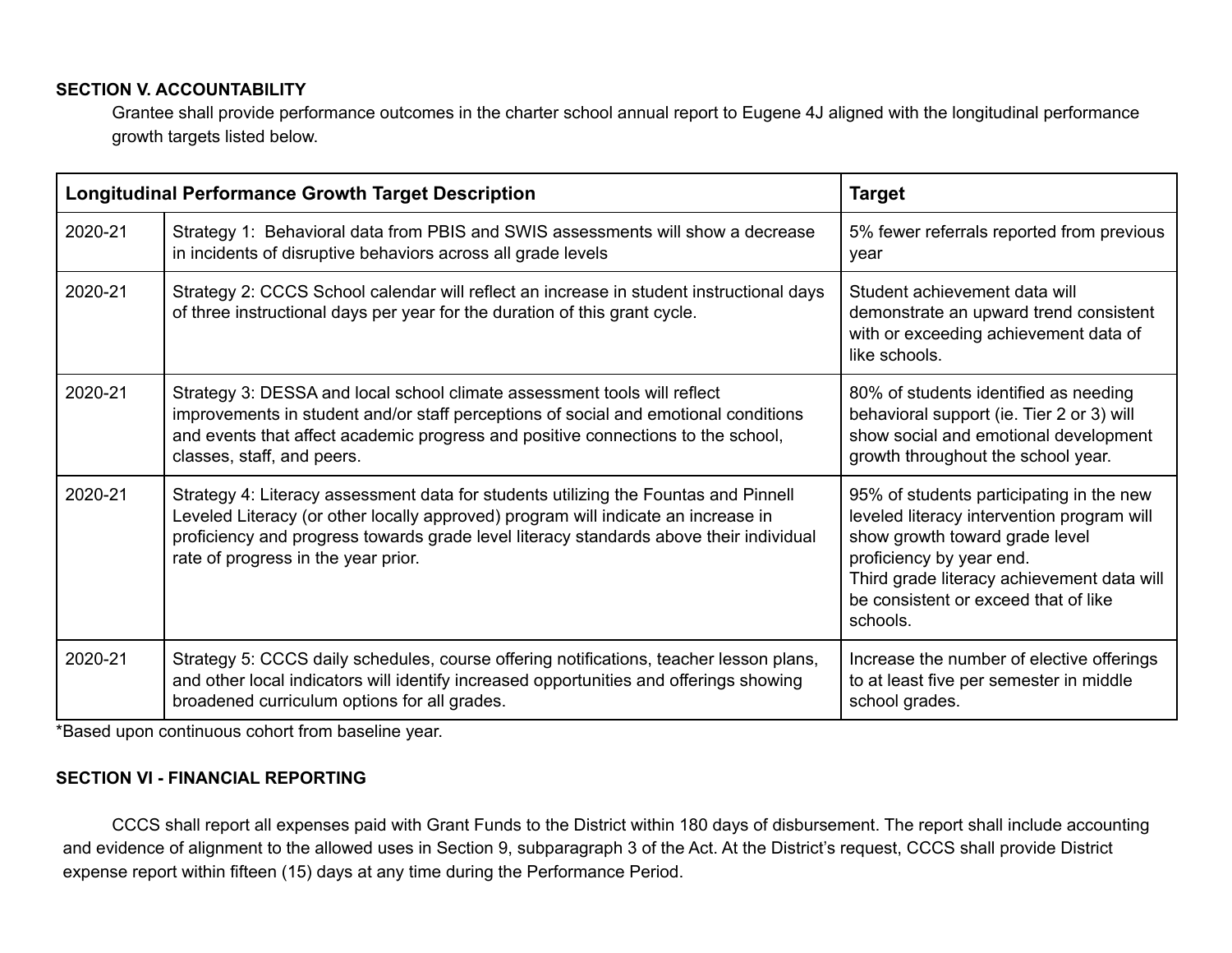**SECTION V. ACCOUNTABILITY**

Grantee shall provide performance outcomes in the charter school annual report to Eugene 4J aligned with the longitudinal performance growth targets listed below.

| Longitudinal Performance Growth Target Description | | Target |
|---|---|---|
| 2020-21 | Strategy 1: Behavioral data from PBIS and SWIS assessments will show a decrease in incidents of disruptive behaviors across all grade levels | 5% fewer referrals reported from previous year |
| 2020-21 | Strategy 2: CCCS School calendar will reflect an increase in student instructional days of three instructional days per year for the duration of this grant cycle. | Student achievement data will demonstrate an upward trend consistent with or exceeding achievement data of like schools. |
| 2020-21 | Strategy 3: DESSA and local school climate assessment tools will reflect improvements in student and/or staff perceptions of social and emotional conditions and events that affect academic progress and positive connections to the school, classes, staff, and peers. | 80% of students identified as needing behavioral support (ie. Tier 2 or 3) will show social and emotional development growth throughout the school year. |
| 2020-21 | Strategy 4: Literacy assessment data for students utilizing the Fountas and Pinnell Leveled Literacy (or other locally approved) program will indicate an increase in proficiency and progress towards grade level literacy standards above their individual rate of progress in the year prior. | 95% of students participating in the new leveled literacy intervention program will show growth toward grade level proficiency by year end.<br>Third grade literacy achievement data will be consistent or exceed that of like schools. |
| 2020-21 | Strategy 5: CCCS daily schedules, course offering notifications, teacher lesson plans, and other local indicators will identify increased opportunities and offerings showing broadened curriculum options for all grades. | Increase the number of elective offerings to at least five per semester in middle school grades. |

*Based upon continuous cohort from baseline year.

**SECTION VI - FINANCIAL REPORTING**

CCCS shall report all expenses paid with Grant Funds to the District within 180 days of disbursement. The report shall include accounting and evidence of alignment to the allowed uses in Section 9, subparagraph 3 of the Act. At the District's request, CCCS shall provide District expense report within fifteen (15) days at any time during the Performance Period.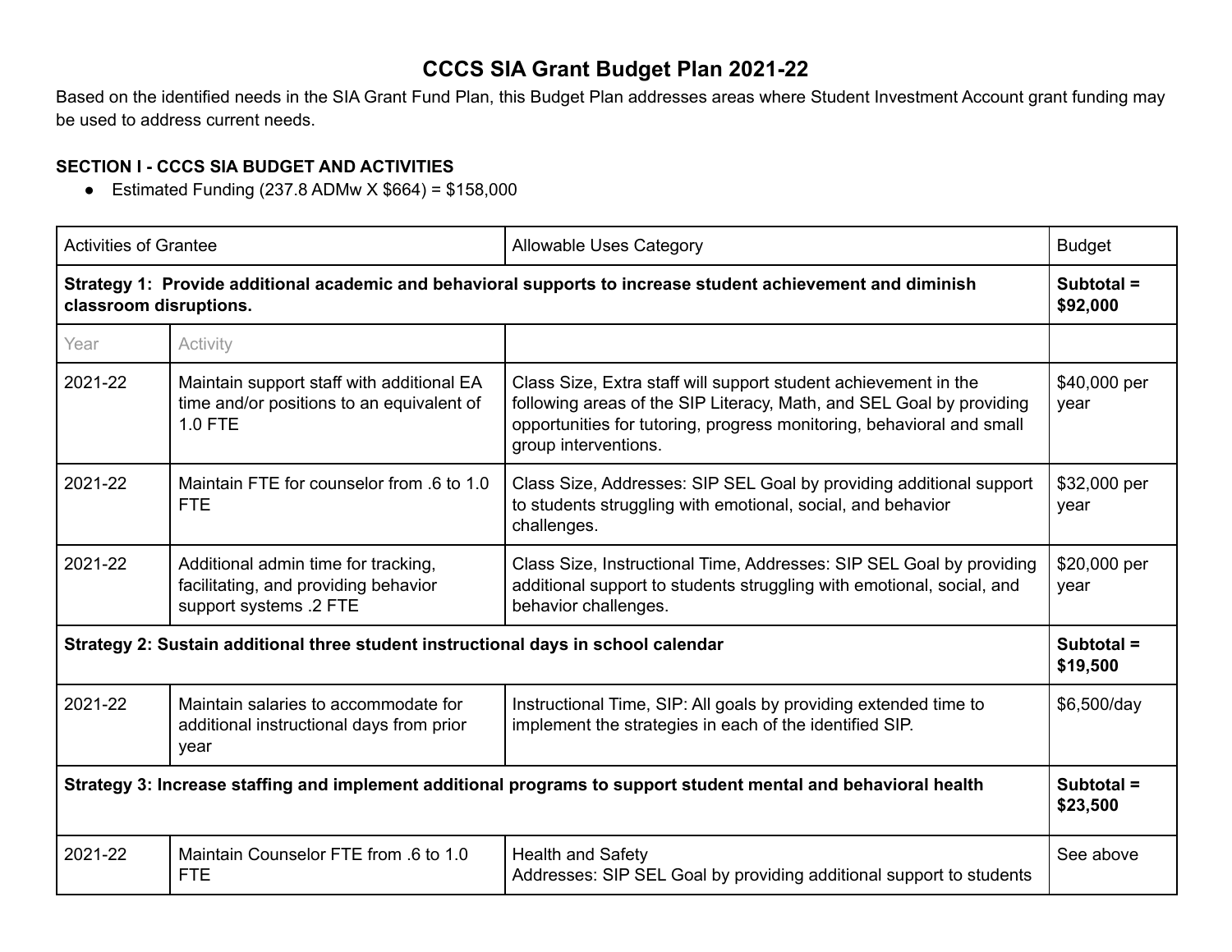# CCCS SIA Grant Budget Plan 2021-22

Based on the identified needs in the SIA Grant Fund Plan, this Budget Plan addresses areas where Student Investment Account grant funding may be used to address current needs.

**SECTION I - CCCS SIA BUDGET AND ACTIVITIES**

- Estimated Funding (237.8 ADMw X $664) = $158,000

| Activities of Grantee | | Allowable Uses Category | Budget |
|---|---|---|---|
| **Strategy 1: Provide additional academic and behavioral supports to increase student achievement and diminish classroom disruptions.** | | | **Subtotal = $92,000** |
| Year | Activity | | |
| 2021-22 | Maintain support staff with additional EA time and/or positions to an equivalent of 1.0 FTE | Class Size, Extra staff will support student achievement in the following areas of the SIP Literacy, Math, and SEL Goal by providing opportunities for tutoring, progress monitoring, behavioral and small group interventions. | $40,000 per year |
| 2021-22 | Maintain FTE for counselor from .6 to 1.0 FTE | Class Size, Addresses: SIP SEL Goal by providing additional support to students struggling with emotional, social, and behavior challenges. | $32,000 per year |
| 2021-22 | Additional admin time for tracking, facilitating, and providing behavior support systems .2 FTE | Class Size, Instructional Time, Addresses: SIP SEL Goal by providing additional support to students struggling with emotional, social, and behavior challenges. | $20,000 per year |
| **Strategy 2: Sustain additional three student instructional days in school calendar** | | | **Subtotal = $19,500** |
| 2021-22 | Maintain salaries to accommodate for additional instructional days from prior year | Instructional Time, SIP: All goals by providing extended time to implement the strategies in each of the identified SIP. | $6,500/day |
| **Strategy 3: Increase staffing and implement additional programs to support student mental and behavioral health** | | | **Subtotal = $23,500** |
| 2021-22 | Maintain Counselor FTE from .6 to 1.0 FTE | Health and Safety<br>Addresses: SIP SEL Goal by providing additional support to students | See above |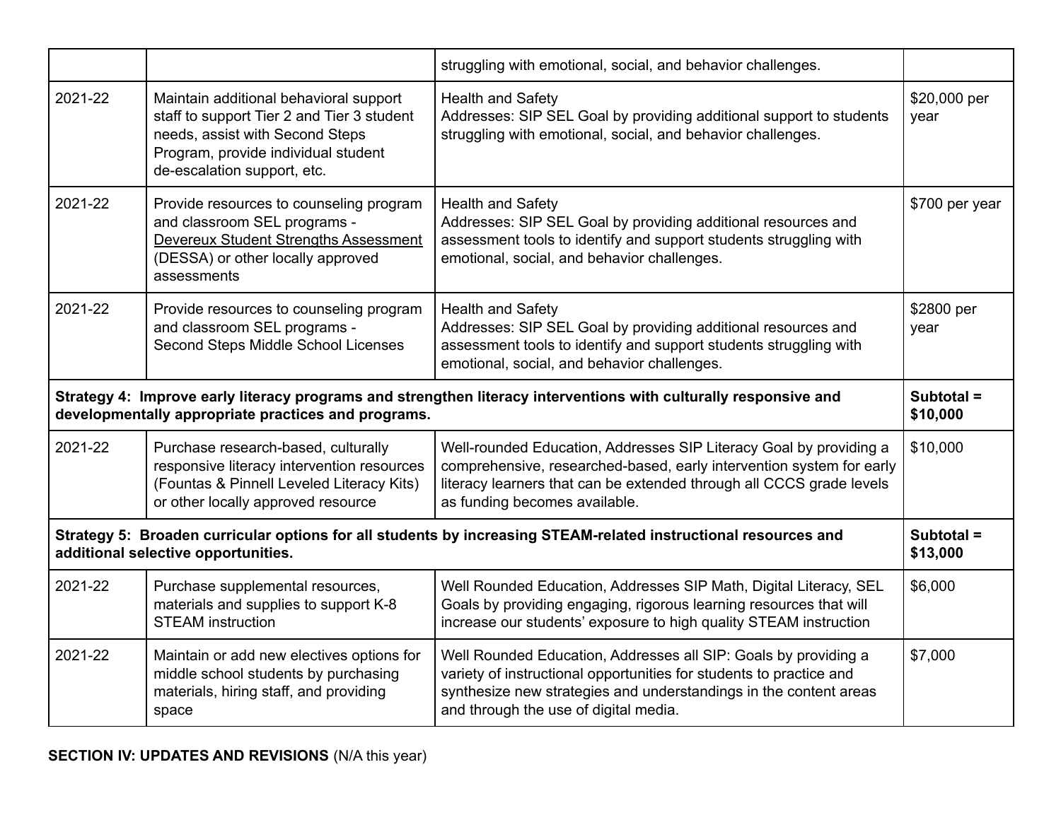| | | | |
|---|---|---|---|
| | | struggling with emotional, social, and behavior challenges. | |
| 2021-22 | Maintain additional behavioral support staff to support Tier 2 and Tier 3 student needs, assist with Second Steps Program, provide individual student de-escalation support, etc. | Health and Safety<br>Addresses: SIP SEL Goal by providing additional support to students struggling with emotional, social, and behavior challenges. | $20,000 per year |
| 2021-22 | Provide resources to counseling program and classroom SEL programs - Devereux Student Strengths Assessment (DESSA) or other locally approved assessments | Health and Safety<br>Addresses: SIP SEL Goal by providing additional resources and assessment tools to identify and support students struggling with emotional, social, and behavior challenges. | $700 per year |
| 2021-22 | Provide resources to counseling program and classroom SEL programs - Second Steps Middle School Licenses | Health and Safety<br>Addresses: SIP SEL Goal by providing additional resources and assessment tools to identify and support students struggling with emotional, social, and behavior challenges. | $2800 per year |
| **Strategy 4: Improve early literacy programs and strengthen literacy interventions with culturally responsive and developmentally appropriate practices and programs.** | | | **Subtotal = $10,000** |
| 2021-22 | Purchase research-based, culturally responsive literacy intervention resources (Fountas & Pinnell Leveled Literacy Kits) or other locally approved resource | Well-rounded Education, Addresses SIP Literacy Goal by providing a comprehensive, researched-based, early intervention system for early literacy learners that can be extended through all CCCS grade levels as funding becomes available. | $10,000 |
| **Strategy 5: Broaden curricular options for all students by increasing STEAM-related instructional resources and additional selective opportunities.** | | | **Subtotal = $13,000** |
| 2021-22 | Purchase supplemental resources, materials and supplies to support K-8 STEAM instruction | Well Rounded Education, Addresses SIP Math, Digital Literacy, SEL Goals by providing engaging, rigorous learning resources that will increase our students' exposure to high quality STEAM instruction | $6,000 |
| 2021-22 | Maintain or add new electives options for middle school students by purchasing materials, hiring staff, and providing space | Well Rounded Education, Addresses all SIP: Goals by providing a variety of instructional opportunities for students to practice and synthesize new strategies and understandings in the content areas and through the use of digital media. | $7,000 |

**SECTION IV: UPDATES AND REVISIONS** (N/A this year)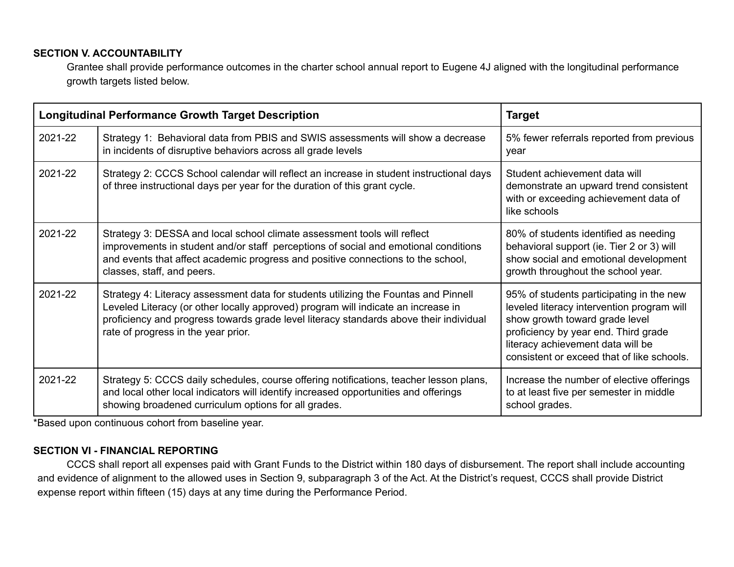**SECTION V. ACCOUNTABILITY**

Grantee shall provide performance outcomes in the charter school annual report to Eugene 4J aligned with the longitudinal performance growth targets listed below.

| Longitudinal Performance Growth Target Description | | Target |
|---|---|---|
| 2021-22 | Strategy 1: Behavioral data from PBIS and SWIS assessments will show a decrease in incidents of disruptive behaviors across all grade levels | 5% fewer referrals reported from previous year |
| 2021-22 | Strategy 2: CCCS School calendar will reflect an increase in student instructional days of three instructional days per year for the duration of this grant cycle. | Student achievement data will demonstrate an upward trend consistent with or exceeding achievement data of like schools |
| 2021-22 | Strategy 3: DESSA and local school climate assessment tools will reflect improvements in student and/or staff perceptions of social and emotional conditions and events that affect academic progress and positive connections to the school, classes, staff, and peers. | 80% of students identified as needing behavioral support (ie. Tier 2 or 3) will show social and emotional development growth throughout the school year. |
| 2021-22 | Strategy 4: Literacy assessment data for students utilizing the Fountas and Pinnell Leveled Literacy (or other locally approved) program will indicate an increase in proficiency and progress towards grade level literacy standards above their individual rate of progress in the year prior. | 95% of students participating in the new leveled literacy intervention program will show growth toward grade level proficiency by year end. Third grade literacy achievement data will be consistent or exceed that of like schools. |
| 2021-22 | Strategy 5: CCCS daily schedules, course offering notifications, teacher lesson plans, and local other local indicators will identify increased opportunities and offerings showing broadened curriculum options for all grades. | Increase the number of elective offerings to at least five per semester in middle school grades. |

*Based upon continuous cohort from baseline year.

**SECTION VI - FINANCIAL REPORTING**

CCCS shall report all expenses paid with Grant Funds to the District within 180 days of disbursement. The report shall include accounting and evidence of alignment to the allowed uses in Section 9, subparagraph 3 of the Act. At the District's request, CCCS shall provide District expense report within fifteen (15) days at any time during the Performance Period.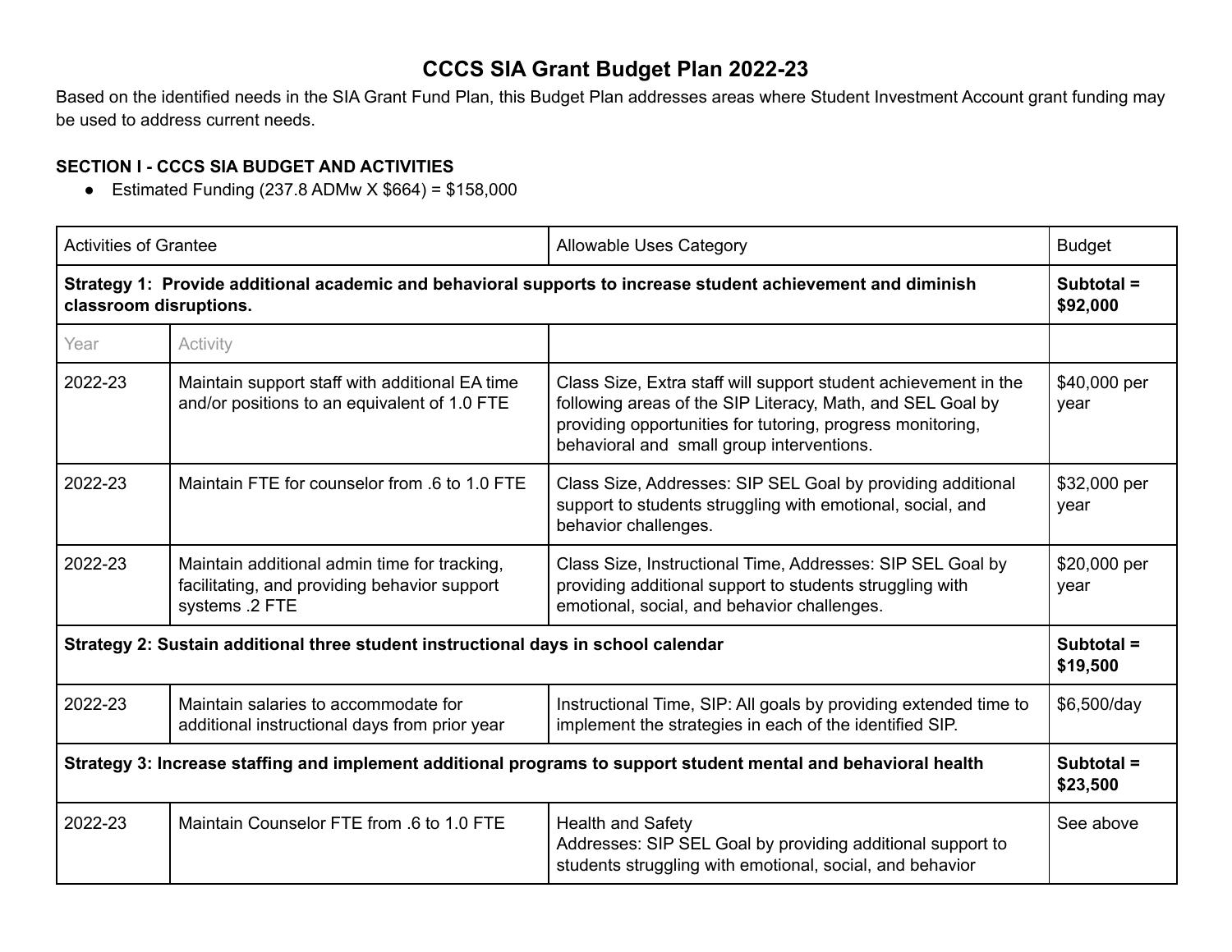# CCCS SIA Grant Budget Plan 2022-23

Based on the identified needs in the SIA Grant Fund Plan, this Budget Plan addresses areas where Student Investment Account grant funding may be used to address current needs.

**SECTION I - CCCS SIA BUDGET AND ACTIVITIES**

- Estimated Funding (237.8 ADMw X $664) = $158,000

| Activities of Grantee | | Allowable Uses Category | Budget |
|---|---|---|---|
| **Strategy 1: Provide additional academic and behavioral supports to increase student achievement and diminish classroom disruptions.** | | | **Subtotal = $92,000** |
| Year | Activity | | |
| 2022-23 | Maintain support staff with additional EA time and/or positions to an equivalent of 1.0 FTE | Class Size, Extra staff will support student achievement in the following areas of the SIP Literacy, Math, and SEL Goal by providing opportunities for tutoring, progress monitoring, behavioral and small group interventions. | $40,000 per year |
| 2022-23 | Maintain FTE for counselor from .6 to 1.0 FTE | Class Size, Addresses: SIP SEL Goal by providing additional support to students struggling with emotional, social, and behavior challenges. | $32,000 per year |
| 2022-23 | Maintain additional admin time for tracking, facilitating, and providing behavior support systems .2 FTE | Class Size, Instructional Time, Addresses: SIP SEL Goal by providing additional support to students struggling with emotional, social, and behavior challenges. | $20,000 per year |
| **Strategy 2: Sustain additional three student instructional days in school calendar** | | | **Subtotal = $19,500** |
| 2022-23 | Maintain salaries to accommodate for additional instructional days from prior year | Instructional Time, SIP: All goals by providing extended time to implement the strategies in each of the identified SIP. | $6,500/day |
| **Strategy 3: Increase staffing and implement additional programs to support student mental and behavioral health** | | | **Subtotal = $23,500** |
| 2022-23 | Maintain Counselor FTE from .6 to 1.0 FTE | Health and Safety<br>Addresses: SIP SEL Goal by providing additional support to students struggling with emotional, social, and behavior | See above |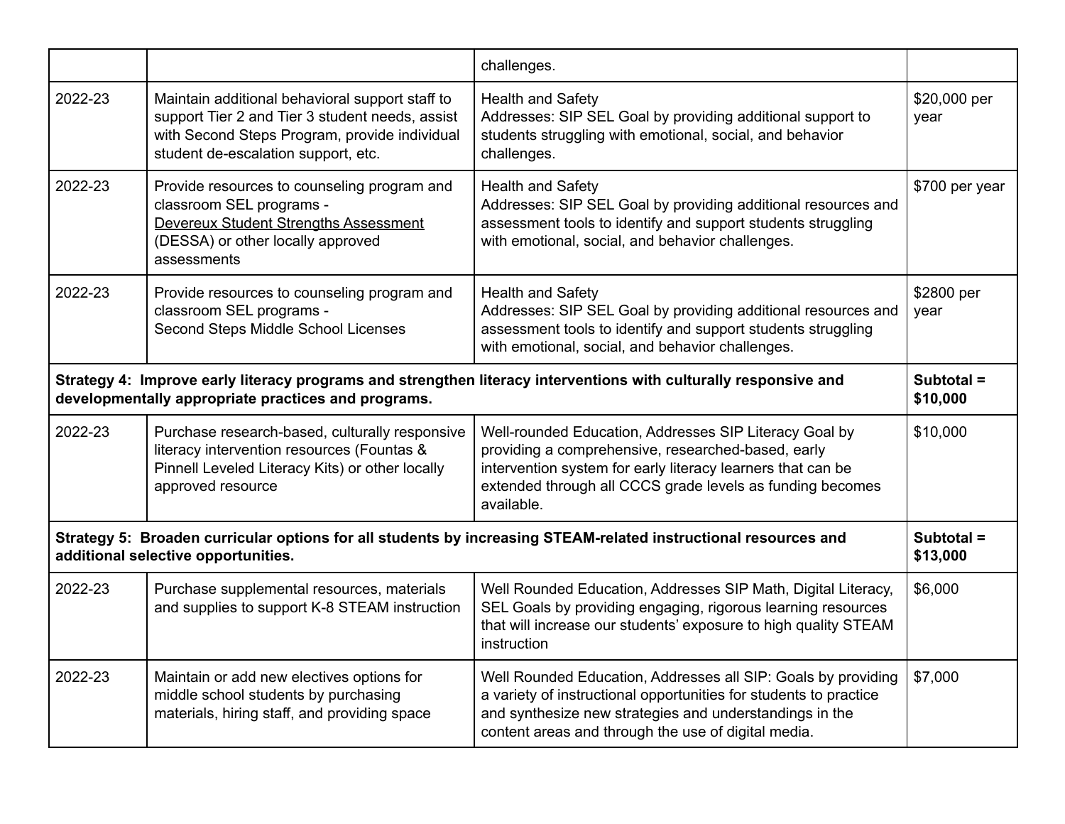| | | | |
|---|---|---|---|
| | | challenges. | |
| 2022-23 | Maintain additional behavioral support staff to support Tier 2 and Tier 3 student needs, assist with Second Steps Program, provide individual student de-escalation support, etc. | Health and Safety<br>Addresses: SIP SEL Goal by providing additional support to students struggling with emotional, social, and behavior challenges. | $20,000 per year |
| 2022-23 | Provide resources to counseling program and classroom SEL programs - Devereux Student Strengths Assessment (DESSA) or other locally approved assessments | Health and Safety<br>Addresses: SIP SEL Goal by providing additional resources and assessment tools to identify and support students struggling with emotional, social, and behavior challenges. | $700 per year |
| 2022-23 | Provide resources to counseling program and classroom SEL programs -<br>Second Steps Middle School Licenses | Health and Safety<br>Addresses: SIP SEL Goal by providing additional resources and assessment tools to identify and support students struggling with emotional, social, and behavior challenges. | $2800 per year |
| **Strategy 4: Improve early literacy programs and strengthen literacy interventions with culturally responsive and developmentally appropriate practices and programs.** | | | **Subtotal = $10,000** |
| 2022-23 | Purchase research-based, culturally responsive literacy intervention resources (Fountas & Pinnell Leveled Literacy Kits) or other locally approved resource | Well-rounded Education, Addresses SIP Literacy Goal by providing a comprehensive, researched-based, early intervention system for early literacy learners that can be extended through all CCCS grade levels as funding becomes available. | $10,000 |
| **Strategy 5: Broaden curricular options for all students by increasing STEAM-related instructional resources and additional selective opportunities.** | | | **Subtotal = $13,000** |
| 2022-23 | Purchase supplemental resources, materials and supplies to support K-8 STEAM instruction | Well Rounded Education, Addresses SIP Math, Digital Literacy, SEL Goals by providing engaging, rigorous learning resources that will increase our students' exposure to high quality STEAM instruction | $6,000 |
| 2022-23 | Maintain or add new electives options for middle school students by purchasing materials, hiring staff, and providing space | Well Rounded Education, Addresses all SIP: Goals by providing a variety of instructional opportunities for students to practice and synthesize new strategies and understandings in the content areas and through the use of digital media. | $7,000 |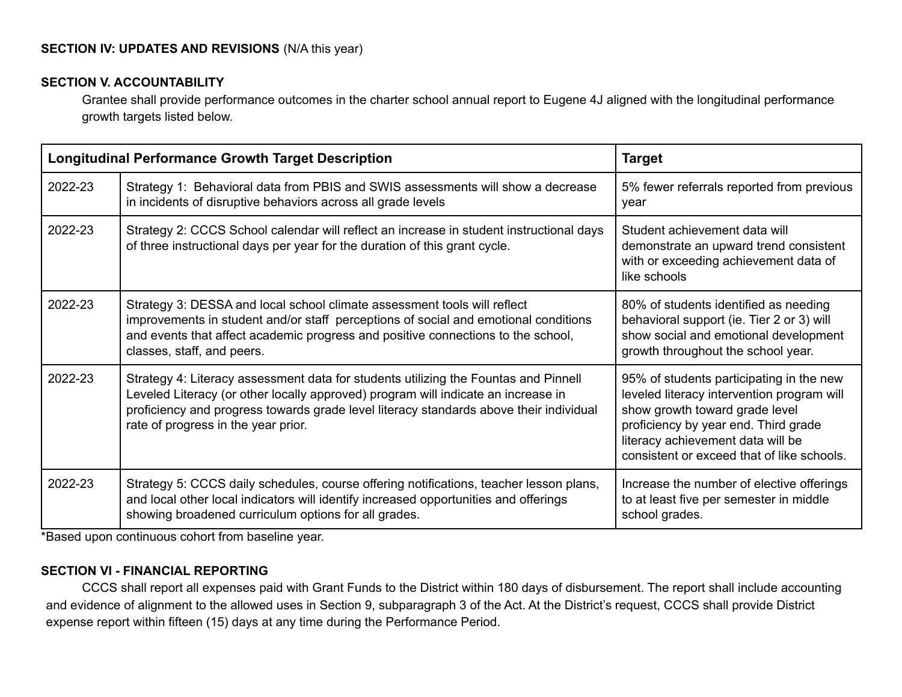**SECTION IV: UPDATES AND REVISIONS** (N/A this year)

**SECTION V. ACCOUNTABILITY**

Grantee shall provide performance outcomes in the charter school annual report to Eugene 4J aligned with the longitudinal performance growth targets listed below.

| **Longitudinal Performance Growth Target Description** | | **Target** |
|---|---|---|
| 2022-23 | Strategy 1: Behavioral data from PBIS and SWIS assessments will show a decrease in incidents of disruptive behaviors across all grade levels | 5% fewer referrals reported from previous year |
| 2022-23 | Strategy 2: CCCS School calendar will reflect an increase in student instructional days of three instructional days per year for the duration of this grant cycle. | Student achievement data will demonstrate an upward trend consistent with or exceeding achievement data of like schools |
| 2022-23 | Strategy 3: DESSA and local school climate assessment tools will reflect improvements in student and/or staff perceptions of social and emotional conditions and events that affect academic progress and positive connections to the school, classes, staff, and peers. | 80% of students identified as needing behavioral support (ie. Tier 2 or 3) will show social and emotional development growth throughout the school year. |
| 2022-23 | Strategy 4: Literacy assessment data for students utilizing the Fountas and Pinnell Leveled Literacy (or other locally approved) program will indicate an increase in proficiency and progress towards grade level literacy standards above their individual rate of progress in the year prior. | 95% of students participating in the new leveled literacy intervention program will show growth toward grade level proficiency by year end. Third grade literacy achievement data will be consistent or exceed that of like schools. |
| 2022-23 | Strategy 5: CCCS daily schedules, course offering notifications, teacher lesson plans, and local other local indicators will identify increased opportunities and offerings showing broadened curriculum options for all grades. | Increase the number of elective offerings to at least five per semester in middle school grades. |

*Based upon continuous cohort from baseline year.

**SECTION VI - FINANCIAL REPORTING**

CCCS shall report all expenses paid with Grant Funds to the District within 180 days of disbursement. The report shall include accounting and evidence of alignment to the allowed uses in Section 9, subparagraph 3 of the Act. At the District's request, CCCS shall provide District expense report within fifteen (15) days at any time during the Performance Period.